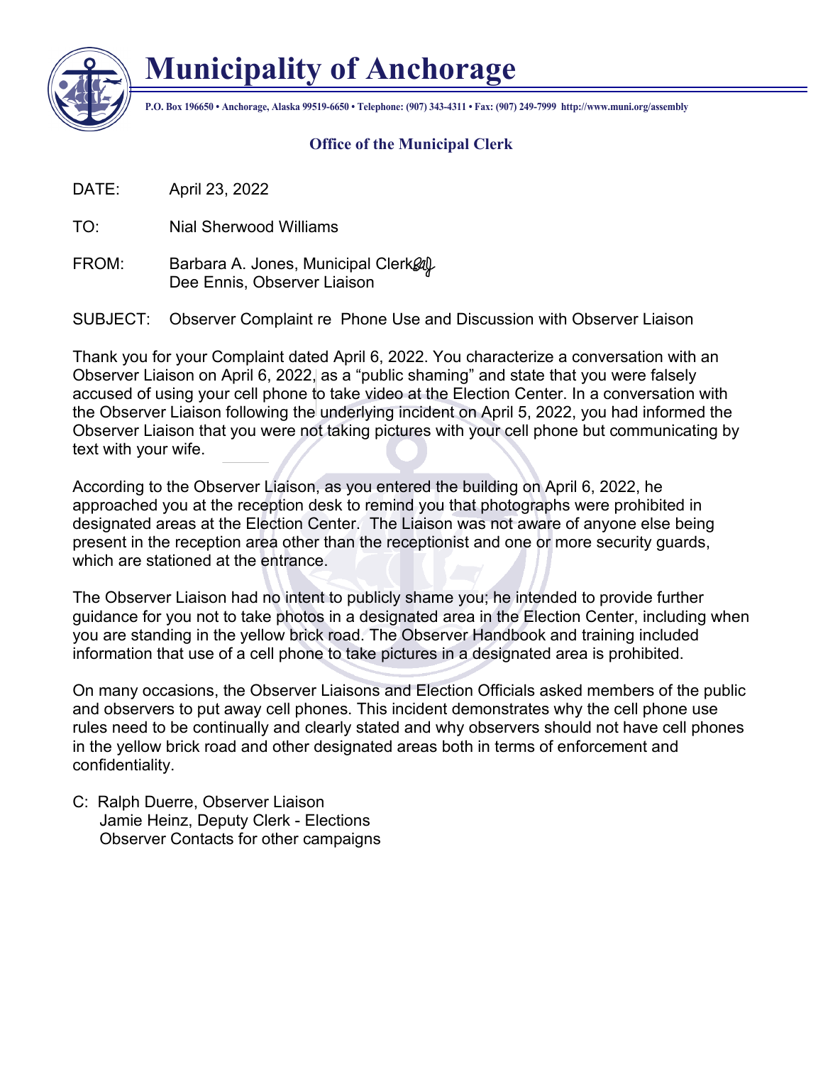# Municipality of Anchorage

**P.O. Box 196650 • Anchorage, Alaska 99519-6650 • Telephone: (907) 343-4311 • Fax: (907) 249-7999 http://www.muni.org/assembly**

## Office of the Municipal Clerk

DATE: April 23, 2022

TO: Nial Sherwood Williams

FROM: Barbara A. Jones, Municipal Clerk
Dee Ennis, Observer Liaison

SUBJECT: Observer Complaint re Phone Use and Discussion with Observer Liaison

Thank you for your Complaint dated April 6, 2022. You characterize a conversation with an Observer Liaison on April 6, 2022, as a "public shaming" and state that you were falsely accused of using your cell phone to take video at the Election Center. In a conversation with the Observer Liaison following the underlying incident on April 5, 2022, you had informed the Observer Liaison that you were not taking pictures with your cell phone but communicating by text with your wife.

According to the Observer Liaison, as you entered the building on April 6, 2022, he approached you at the reception desk to remind you that photographs were prohibited in designated areas at the Election Center. The Liaison was not aware of anyone else being present in the reception area other than the receptionist and one or more security guards, which are stationed at the entrance.

The Observer Liaison had no intent to publicly shame you; he intended to provide further guidance for you not to take photos in a designated area in the Election Center, including when you are standing in the yellow brick road. The Observer Handbook and training included information that use of a cell phone to take pictures in a designated area is prohibited.

On many occasions, the Observer Liaisons and Election Officials asked members of the public and observers to put away cell phones. This incident demonstrates why the cell phone use rules need to be continually and clearly stated and why observers should not have cell phones in the yellow brick road and other designated areas both in terms of enforcement and confidentiality.

C: Ralph Duerre, Observer Liaison
Jamie Heinz, Deputy Clerk - Elections
Observer Contacts for other campaigns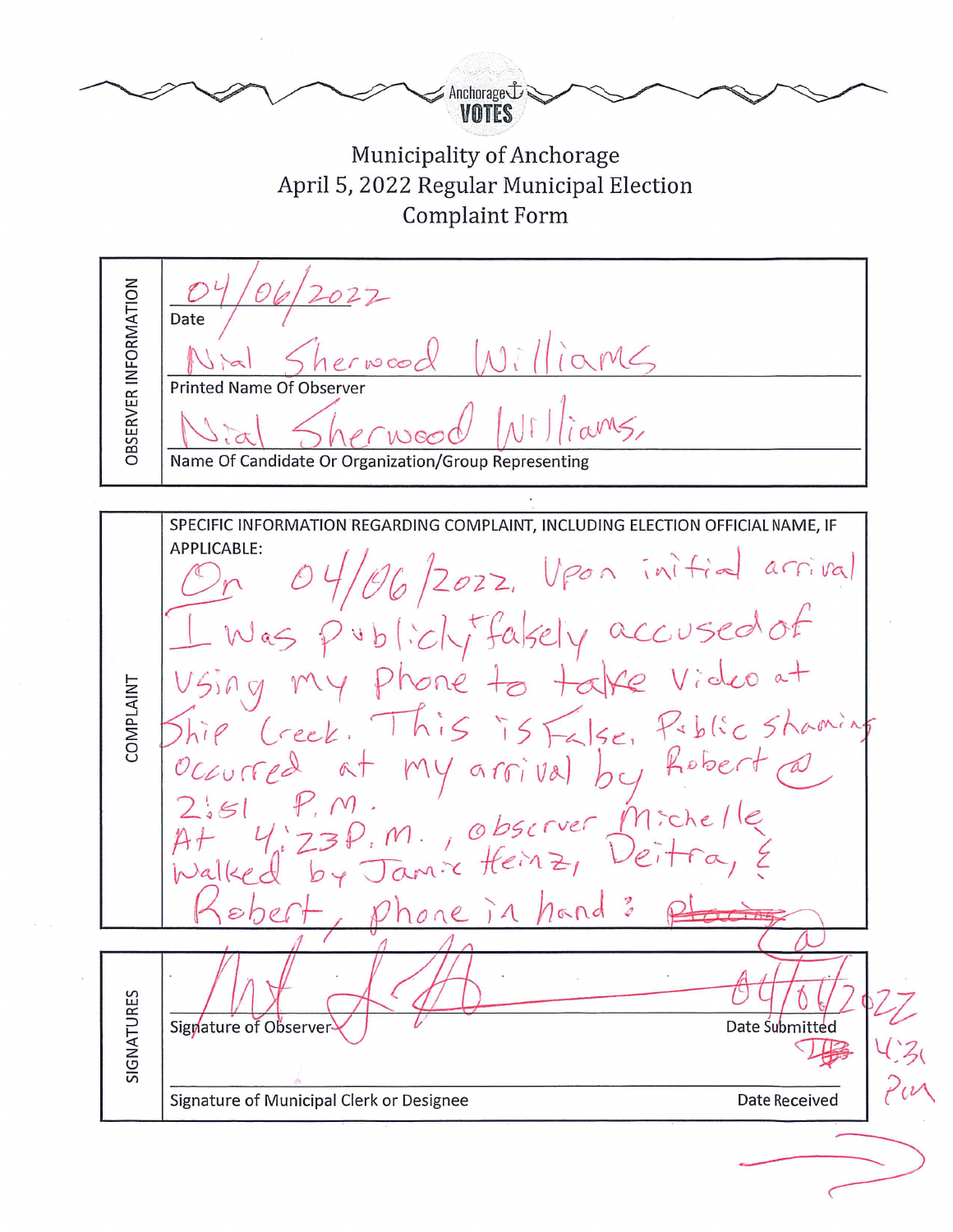Anchorage VOTES

# Municipality of Anchorage
## April 5, 2022 Regular Municipal Election
## Complaint Form

**OBSERVER INFORMATION**

04/06/2022
Date

Nial Sherwood Williams
Printed Name Of Observer

Nial Sherwood Williams,
Name Of Candidate Or Organization/Group Representing

**COMPLAINT**

SPECIFIC INFORMATION REGARDING COMPLAINT, INCLUDING ELECTION OFFICIAL NAME, IF APPLICABLE:

On 04/06/2022, Upon initial arrival I was publicly falsely accused of using my phone to take video at Ship Creek. This is False. Public shaming occurred at my arrival by Robert @ 2:51 P.M.
At 4:23 P.M., observer Michelle walked by Jamie Heinz, Deitra, & Robert, phone in hand : ~~Placing~~ @

**SIGNATURES**

Signature of Observer — 04/06/2022
Date Submitted

Signature of Municipal Clerk or Designee
Date Received — 4:31 PM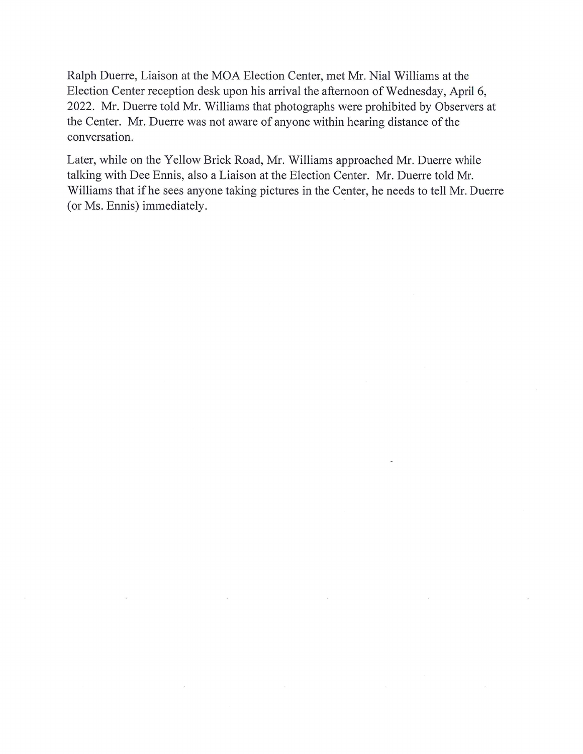Ralph Duerre, Liaison at the MOA Election Center, met Mr. Nial Williams at the Election Center reception desk upon his arrival the afternoon of Wednesday, April 6, 2022. Mr. Duerre told Mr. Williams that photographs were prohibited by Observers at the Center. Mr. Duerre was not aware of anyone within hearing distance of the conversation.

Later, while on the Yellow Brick Road, Mr. Williams approached Mr. Duerre while talking with Dee Ennis, also a Liaison at the Election Center. Mr. Duerre told Mr. Williams that if he sees anyone taking pictures in the Center, he needs to tell Mr. Duerre (or Ms. Ennis) immediately.